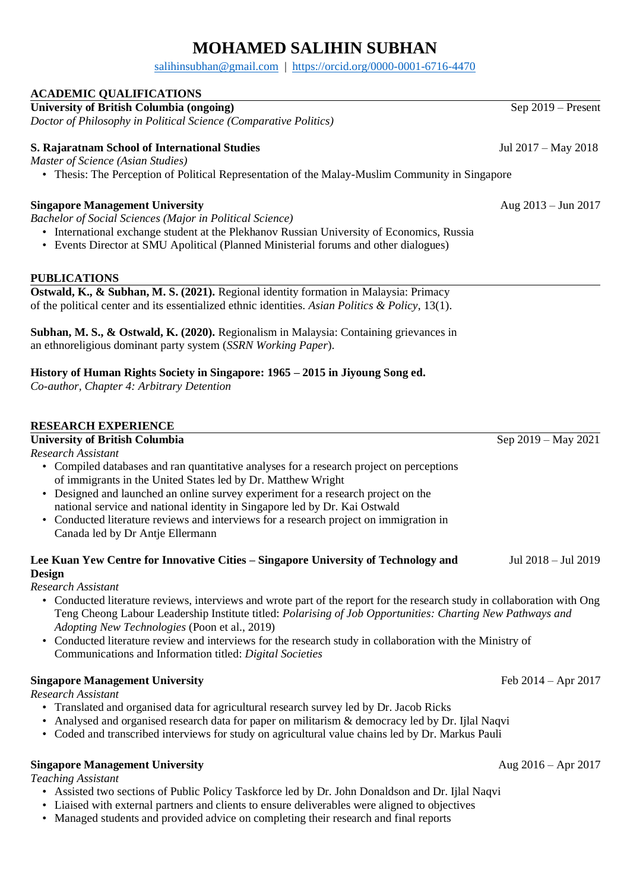# MOHAMED SALIHIN SUBHAN

salihinsubhan@gmail.com | https://orcid.org/0000-0001-6716-4470

## ACADEMIC QUALIFICATIONS

**University of British Columbia (ongoing)** Sep 2019 – Present
*Doctor of Philosophy in Political Science (Comparative Politics)*

**S. Rajaratnam School of International Studies** Jul 2017 – May 2018
*Master of Science (Asian Studies)*

- Thesis: The Perception of Political Representation of the Malay-Muslim Community in Singapore

**Singapore Management University** Aug 2013 – Jun 2017
*Bachelor of Social Sciences (Major in Political Science)*

- International exchange student at the Plekhanov Russian University of Economics, Russia
- Events Director at SMU Apolitical (Planned Ministerial forums and other dialogues)

## PUBLICATIONS

**Ostwald, K., & Subhan, M. S. (2021).** Regional identity formation in Malaysia: Primacy of the political center and its essentialized ethnic identities. *Asian Politics & Policy*, 13(1).

**Subhan, M. S., & Ostwald, K. (2020).** Regionalism in Malaysia: Containing grievances in an ethnoreligious dominant party system (*SSRN Working Paper*).

**History of Human Rights Society in Singapore: 1965 – 2015 in Jiyoung Song ed.**
*Co-author, Chapter 4: Arbitrary Detention*

## RESEARCH EXPERIENCE

**University of British Columbia** Sep 2019 – May 2021
*Research Assistant*

- Compiled databases and ran quantitative analyses for a research project on perceptions of immigrants in the United States led by Dr. Matthew Wright
- Designed and launched an online survey experiment for a research project on the national service and national identity in Singapore led by Dr. Kai Ostwald
- Conducted literature reviews and interviews for a research project on immigration in Canada led by Dr Antje Ellermann

**Lee Kuan Yew Centre for Innovative Cities – Singapore University of Technology and Design** Jul 2018 – Jul 2019
*Research Assistant*

- Conducted literature reviews, interviews and wrote part of the report for the research study in collaboration with Ong Teng Cheong Labour Leadership Institute titled: *Polarising of Job Opportunities: Charting New Pathways and Adopting New Technologies* (Poon et al., 2019)
- Conducted literature review and interviews for the research study in collaboration with the Ministry of Communications and Information titled: *Digital Societies*

**Singapore Management University** Feb 2014 – Apr 2017
*Research Assistant*

- Translated and organised data for agricultural research survey led by Dr. Jacob Ricks
- Analysed and organised research data for paper on militarism & democracy led by Dr. Ijlal Naqvi
- Coded and transcribed interviews for study on agricultural value chains led by Dr. Markus Pauli

**Singapore Management University** Aug 2016 – Apr 2017
*Teaching Assistant*

- Assisted two sections of Public Policy Taskforce led by Dr. John Donaldson and Dr. Ijlal Naqvi
- Liaised with external partners and clients to ensure deliverables were aligned to objectives
- Managed students and provided advice on completing their research and final reports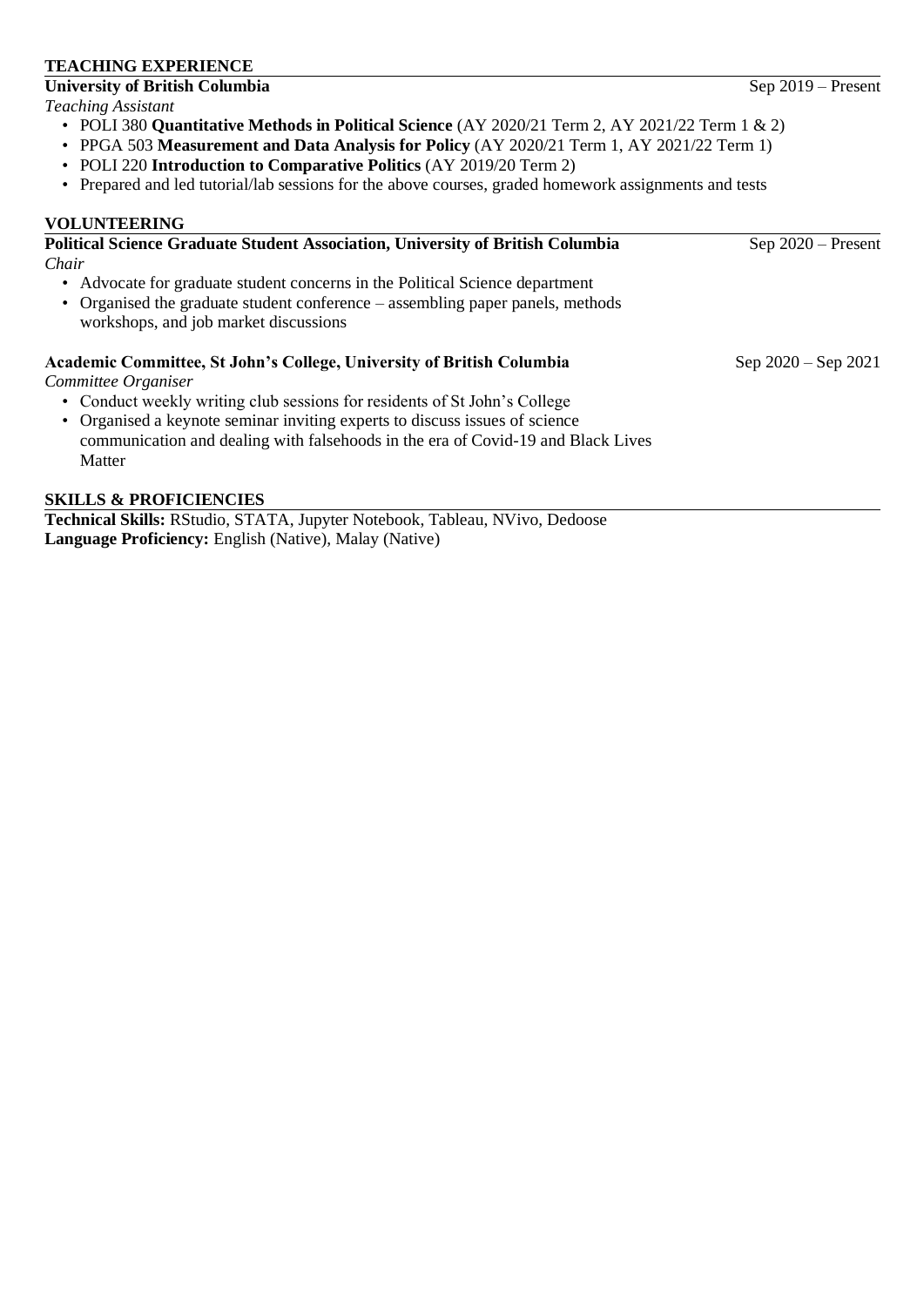## TEACHING EXPERIENCE

**University of British Columbia** Sep 2019 – Present

*Teaching Assistant*

- POLI 380 **Quantitative Methods in Political Science** (AY 2020/21 Term 2, AY 2021/22 Term 1 & 2)
- PPGA 503 **Measurement and Data Analysis for Policy** (AY 2020/21 Term 1, AY 2021/22 Term 1)
- POLI 220 **Introduction to Comparative Politics** (AY 2019/20 Term 2)
- Prepared and led tutorial/lab sessions for the above courses, graded homework assignments and tests

## VOLUNTEERING

**Political Science Graduate Student Association, University of British Columbia** Sep 2020 – Present

*Chair*

- Advocate for graduate student concerns in the Political Science department
- Organised the graduate student conference – assembling paper panels, methods workshops, and job market discussions

**Academic Committee, St John's College, University of British Columbia** Sep 2020 – Sep 2021

*Committee Organiser*

- Conduct weekly writing club sessions for residents of St John's College
- Organised a keynote seminar inviting experts to discuss issues of science communication and dealing with falsehoods in the era of Covid-19 and Black Lives Matter

## SKILLS & PROFICIENCIES

**Technical Skills:** RStudio, STATA, Jupyter Notebook, Tableau, NVivo, Dedoose
**Language Proficiency:** English (Native), Malay (Native)